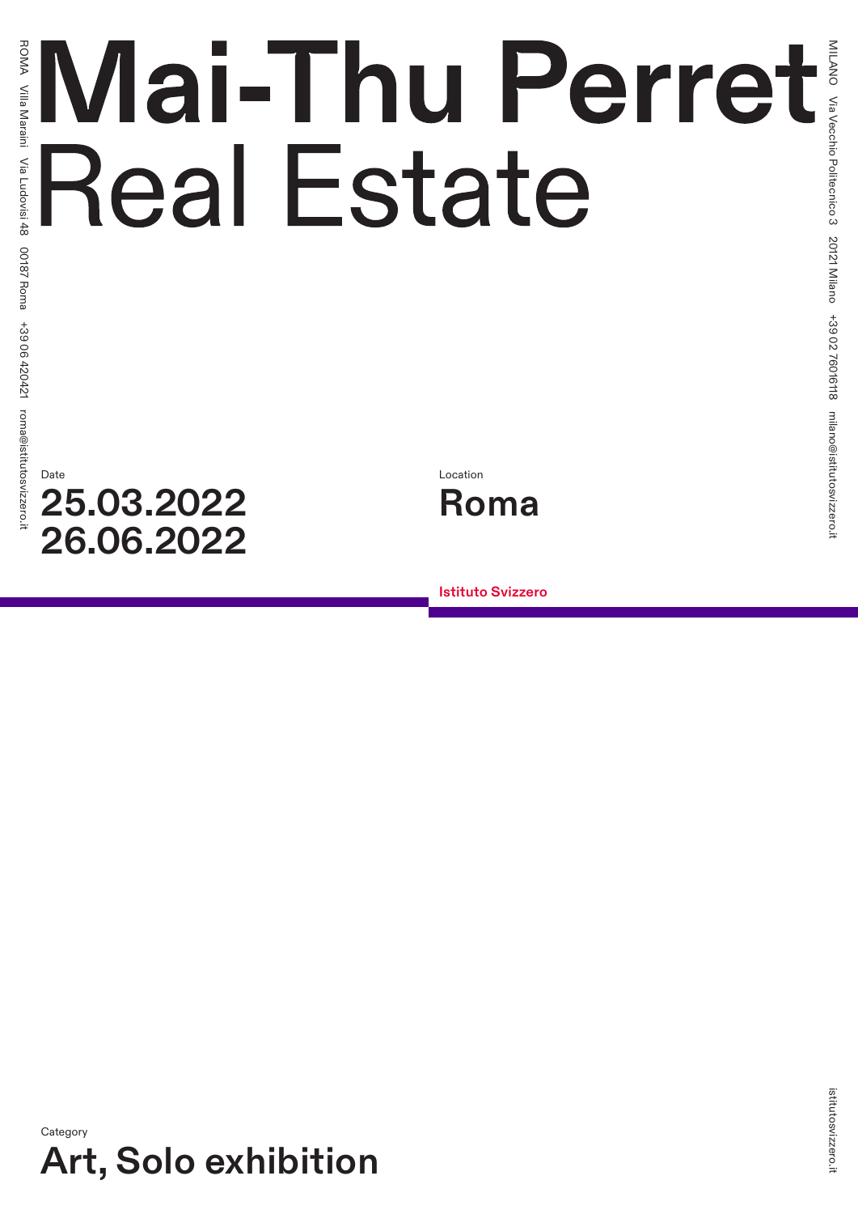# Mai-Thu Perret

## Real Estate

Date

**25.03.2022**
**26.06.2022**

Location

**Roma**

**Istituto Svizzero**

Category

**Art, Solo exhibition**

ROMA Villa Maraini Via Ludovisi 48 00187 Roma +39 06 420421 roma@istitutosvizzero.it

MILANO Via Vecchio Politecnico 3 20121 Milano +39 02 76016118 milano@istitutosvizzero.it

istitutosvizzero.it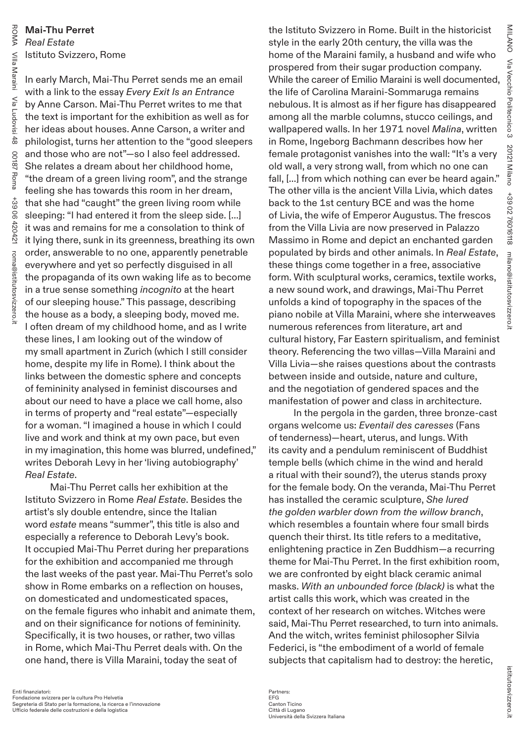**Mai-Thu Perret**
*Real Estate*
Istituto Svizzero, Rome

In early March, Mai-Thu Perret sends me an email with a link to the essay *Every Exit Is an Entrance* by Anne Carson. Mai-Thu Perret writes to me that the text is important for the exhibition as well as for her ideas about houses. Anne Carson, a writer and philologist, turns her attention to the "good sleepers and those who are not"—so I also feel addressed. She relates a dream about her childhood home, "the dream of a green living room", and the strange feeling she has towards this room in her dream, that she had "caught" the green living room while sleeping: "I had entered it from the sleep side. [...] it was and remains for me a consolation to think of it lying there, sunk in its greenness, breathing its own order, answerable to no one, apparently penetrable everywhere and yet so perfectly disguised in all the propaganda of its own waking life as to become in a true sense something *incognito* at the heart of our sleeping house." This passage, describing the house as a body, a sleeping body, moved me. I often dream of my childhood home, and as I write these lines, I am looking out of the window of my small apartment in Zurich (which I still consider home, despite my life in Rome). I think about the links between the domestic sphere and concepts of femininity analysed in feminist discourses and about our need to have a place we call home, also in terms of property and "real estate"—especially for a woman. "I imagined a house in which I could live and work and think at my own pace, but even in my imagination, this home was blurred, undefined," writes Deborah Levy in her 'living autobiography' *Real Estate*.

Mai-Thu Perret calls her exhibition at the Istituto Svizzero in Rome *Real Estate*. Besides the artist's sly double entendre, since the Italian word *estate* means "summer", this title is also and especially a reference to Deborah Levy's book. It occupied Mai-Thu Perret during her preparations for the exhibition and accompanied me through the last weeks of the past year. Mai-Thu Perret's solo show in Rome embarks on a reflection on houses, on domesticated and undomesticated spaces, on the female figures who inhabit and animate them, and on their significance for notions of femininity. Specifically, it is two houses, or rather, two villas in Rome, which Mai-Thu Perret deals with. On the one hand, there is Villa Maraini, today the seat of the Istituto Svizzero in Rome. Built in the historicist style in the early 20th century, the villa was the home of the Maraini family, a husband and wife who prospered from their sugar production company. While the career of Emilio Maraini is well documented, the life of Carolina Maraini-Sommaruga remains nebulous. It is almost as if her figure has disappeared among all the marble columns, stucco ceilings, and wallpapered walls. In her 1971 novel *Malina*, written in Rome, Ingeborg Bachmann describes how her female protagonist vanishes into the wall: "It's a very old wall, a very strong wall, from which no one can fall, [...] from which nothing can ever be heard again." The other villa is the ancient Villa Livia, which dates back to the 1st century BCE and was the home of Livia, the wife of Emperor Augustus. The frescos from the Villa Livia are now preserved in Palazzo Massimo in Rome and depict an enchanted garden populated by birds and other animals. In *Real Estate*, these things come together in a free, associative form. With sculptural works, ceramics, textile works, a new sound work, and drawings, Mai-Thu Perret unfolds a kind of topography in the spaces of the piano nobile at Villa Maraini, where she interweaves numerous references from literature, art and cultural history, Far Eastern spiritualism, and feminist theory. Referencing the two villas—Villa Maraini and Villa Livia—she raises questions about the contrasts between inside and outside, nature and culture, and the negotiation of gendered spaces and the manifestation of power and class in architecture.

In the pergola in the garden, three bronze-cast organs welcome us: *Eventail des caresses* (Fans of tenderness)—heart, uterus, and lungs. With its cavity and a pendulum reminiscent of Buddhist temple bells (which chime in the wind and herald a ritual with their sound?), the uterus stands proxy for the female body. On the veranda, Mai-Thu Perret has installed the ceramic sculpture, *She lured the golden warbler down from the willow branch*, which resembles a fountain where four small birds quench their thirst. Its title refers to a meditative, enlightening practice in Zen Buddhism—a recurring theme for Mai-Thu Perret. In the first exhibition room, we are confronted by eight black ceramic animal masks. *With an unbounded force (black)* is what the artist calls this work, which was created in the context of her research on witches. Witches were said, Mai-Thu Perret researched, to turn into animals. And the witch, writes feminist philosopher Silvia Federici, is "the embodiment of a world of female subjects that capitalism had to destroy: the heretic,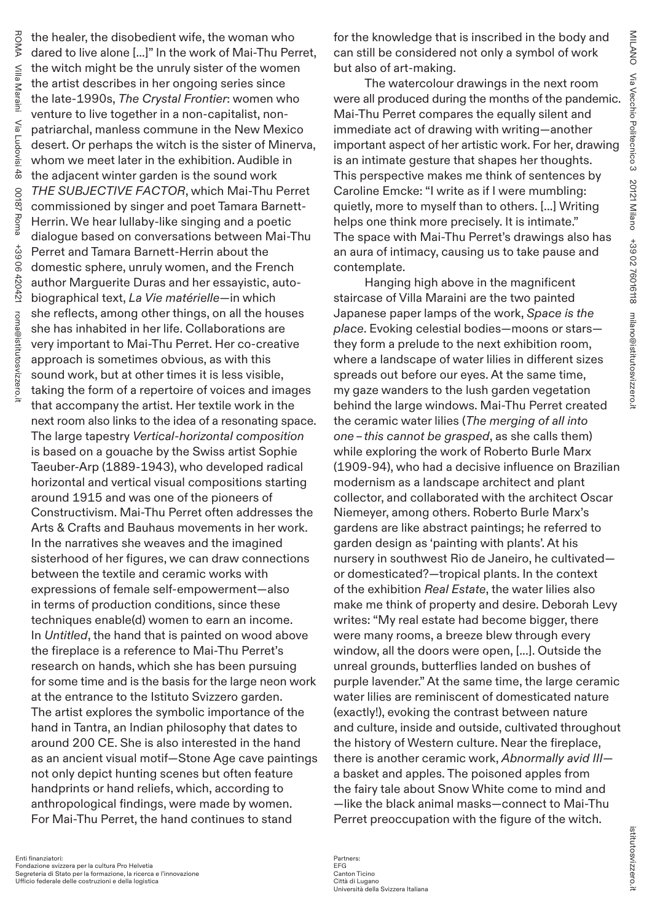the healer, the disobedient wife, the woman who dared to live alone [...]" In the work of Mai-Thu Perret, the witch might be the unruly sister of the women the artist describes in her ongoing series since the late-1990s, *The Crystal Frontier*: women who venture to live together in a non-capitalist, non-patriarchal, manless commune in the New Mexico desert. Or perhaps the witch is the sister of Minerva, whom we meet later in the exhibition. Audible in the adjacent winter garden is the sound work *THE SUBJECTIVE FACTOR*, which Mai-Thu Perret commissioned by singer and poet Tamara Barnett-Herrin. We hear lullaby-like singing and a poetic dialogue based on conversations between Mai-Thu Perret and Tamara Barnett-Herrin about the domestic sphere, unruly women, and the French author Marguerite Duras and her essayistic, auto-biographical text, *La Vie matérielle*—in which she reflects, among other things, on all the houses she has inhabited in her life. Collaborations are very important to Mai-Thu Perret. Her co-creative approach is sometimes obvious, as with this sound work, but at other times it is less visible, taking the form of a repertoire of voices and images that accompany the artist. Her textile work in the next room also links to the idea of a resonating space. The large tapestry *Vertical-horizontal composition* is based on a gouache by the Swiss artist Sophie Taeuber-Arp (1889-1943), who developed radical horizontal and vertical visual compositions starting around 1915 and was one of the pioneers of Constructivism. Mai-Thu Perret often addresses the Arts & Crafts and Bauhaus movements in her work. In the narratives she weaves and the imagined sisterhood of her figures, we can draw connections between the textile and ceramic works with expressions of female self-empowerment—also in terms of production conditions, since these techniques enable(d) women to earn an income. In *Untitled*, the hand that is painted on wood above the fireplace is a reference to Mai-Thu Perret's research on hands, which she has been pursuing for some time and is the basis for the large neon work at the entrance to the Istituto Svizzero garden. The artist explores the symbolic importance of the hand in Tantra, an Indian philosophy that dates to around 200 CE. She is also interested in the hand as an ancient visual motif—Stone Age cave paintings not only depict hunting scenes but often feature handprints or hand reliefs, which, according to anthropological findings, were made by women. For Mai-Thu Perret, the hand continues to stand for the knowledge that is inscribed in the body and can still be considered not only a symbol of work but also of art-making.

The watercolour drawings in the next room were all produced during the months of the pandemic. Mai-Thu Perret compares the equally silent and immediate act of drawing with writing—another important aspect of her artistic work. For her, drawing is an intimate gesture that shapes her thoughts. This perspective makes me think of sentences by Caroline Emcke: "I write as if I were mumbling: quietly, more to myself than to others. [...] Writing helps one think more precisely. It is intimate." The space with Mai-Thu Perret's drawings also has an aura of intimacy, causing us to take pause and contemplate.

Hanging high above in the magnificent staircase of Villa Maraini are the two painted Japanese paper lamps of the work, *Space is the place*. Evoking celestial bodies—moons or stars—they form a prelude to the next exhibition room, where a landscape of water lilies in different sizes spreads out before our eyes. At the same time, my gaze wanders to the lush garden vegetation behind the large windows. Mai-Thu Perret created the ceramic water lilies (*The merging of all into one – this cannot be grasped*, as she calls them) while exploring the work of Roberto Burle Marx (1909-94), who had a decisive influence on Brazilian modernism as a landscape architect and plant collector, and collaborated with the architect Oscar Niemeyer, among others. Roberto Burle Marx's gardens are like abstract paintings; he referred to garden design as 'painting with plants'. At his nursery in southwest Rio de Janeiro, he cultivated—or domesticated?—tropical plants. In the context of the exhibition *Real Estate*, the water lilies also make me think of property and desire. Deborah Levy writes: "My real estate had become bigger, there were many rooms, a breeze blew through every window, all the doors were open, [...]. Outside the unreal grounds, butterflies landed on bushes of purple lavender." At the same time, the large ceramic water lilies are reminiscent of domesticated nature (exactly!), evoking the contrast between nature and culture, inside and outside, cultivated throughout the history of Western culture. Near the fireplace, there is another ceramic work, *Abnormally avid III*—a basket and apples. The poisoned apples from the fairy tale about Snow White come to mind and —like the black animal masks—connect to Mai-Thu Perret preoccupation with the figure of the witch.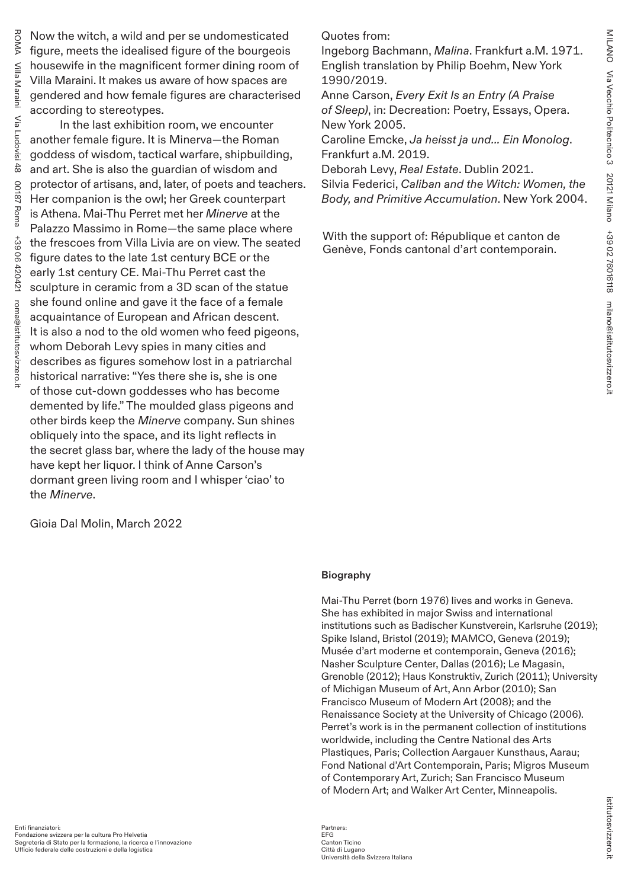Now the witch, a wild and per se undomesticated figure, meets the idealised figure of the bourgeois housewife in the magnificent former dining room of Villa Maraini. It makes us aware of how spaces are gendered and how female figures are characterised according to stereotypes.

In the last exhibition room, we encounter another female figure. It is Minerva—the Roman goddess of wisdom, tactical warfare, shipbuilding, and art. She is also the guardian of wisdom and protector of artisans, and, later, of poets and teachers. Her companion is the owl; her Greek counterpart is Athena. Mai-Thu Perret met her *Minerve* at the Palazzo Massimo in Rome—the same place where the frescoes from Villa Livia are on view. The seated figure dates to the late 1st century BCE or the early 1st century CE. Mai-Thu Perret cast the sculpture in ceramic from a 3D scan of the statue she found online and gave it the face of a female acquaintance of European and African descent. It is also a nod to the old women who feed pigeons, whom Deborah Levy spies in many cities and describes as figures somehow lost in a patriarchal historical narrative: "Yes there she is, she is one of those cut-down goddesses who has become demented by life." The moulded glass pigeons and other birds keep the *Minerve* company. Sun shines obliquely into the space, and its light reflects in the secret glass bar, where the lady of the house may have kept her liquor. I think of Anne Carson's dormant green living room and I whisper 'ciao' to the *Minerve*.

Gioia Dal Molin, March 2022

Quotes from:
Ingeborg Bachmann, *Malina*. Frankfurt a.M. 1971. English translation by Philip Boehm, New York 1990/2019.
Anne Carson, *Every Exit Is an Entry (A Praise of Sleep)*, in: Decreation: Poetry, Essays, Opera. New York 2005.
Caroline Emcke, *Ja heisst ja und... Ein Monolog*. Frankfurt a.M. 2019.
Deborah Levy, *Real Estate*. Dublin 2021.
Silvia Federici, *Caliban and the Witch: Women, the Body, and Primitive Accumulation*. New York 2004.

With the support of: République et canton de Genève, Fonds cantonal d'art contemporain.

**Biography**

Mai-Thu Perret (born 1976) lives and works in Geneva. She has exhibited in major Swiss and international institutions such as Badischer Kunstverein, Karlsruhe (2019); Spike Island, Bristol (2019); MAMCO, Geneva (2019); Musée d'art moderne et contemporain, Geneva (2016); Nasher Sculpture Center, Dallas (2016); Le Magasin, Grenoble (2012); Haus Konstruktiv, Zurich (2011); University of Michigan Museum of Art, Ann Arbor (2010); San Francisco Museum of Modern Art (2008); and the Renaissance Society at the University of Chicago (2006). Perret's work is in the permanent collection of institutions worldwide, including the Centre National des Arts Plastiques, Paris; Collection Aargauer Kunsthaus, Aarau; Fond National d'Art Contemporain, Paris; Migros Museum of Contemporary Art, Zurich; San Francisco Museum of Modern Art; and Walker Art Center, Minneapolis.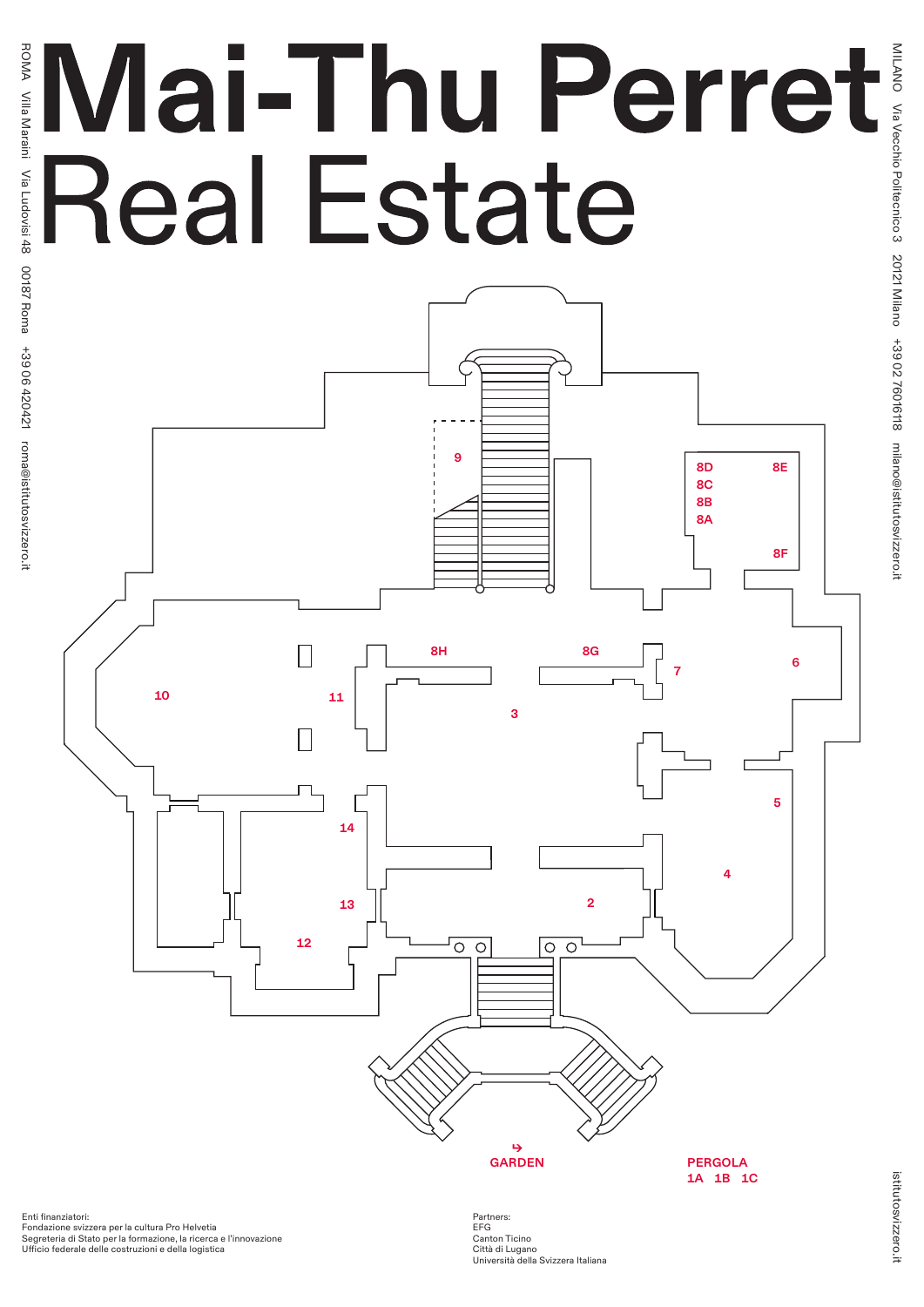# Mai-Thu Perret
# Real Estate

ROMA Villa Maraini Via Ludovisi 48 00187 Roma +39 06 420421 roma@istitutosvizzero.it

MILANO Via Vecchio Politecnico 3 20121 Milano +39 02 76016118 milano@istitutosvizzero.it

9

8D 8E
8C
8B
8A
8F

8H 8G

7

6

10

11

3

5

14

4

13

2

12

GARDEN

PERGOLA
1A 1B 1C

Enti finanziatori:
Fondazione svizzera per la cultura Pro Helvetia
Segreteria di Stato per la formazione, la ricerca e l'innovazione
Ufficio federale delle costruzioni e della logistica

Partners:
EFG
Canton Ticino
Città di Lugano
Università della Svizzera Italiana

istitutosvizzero.it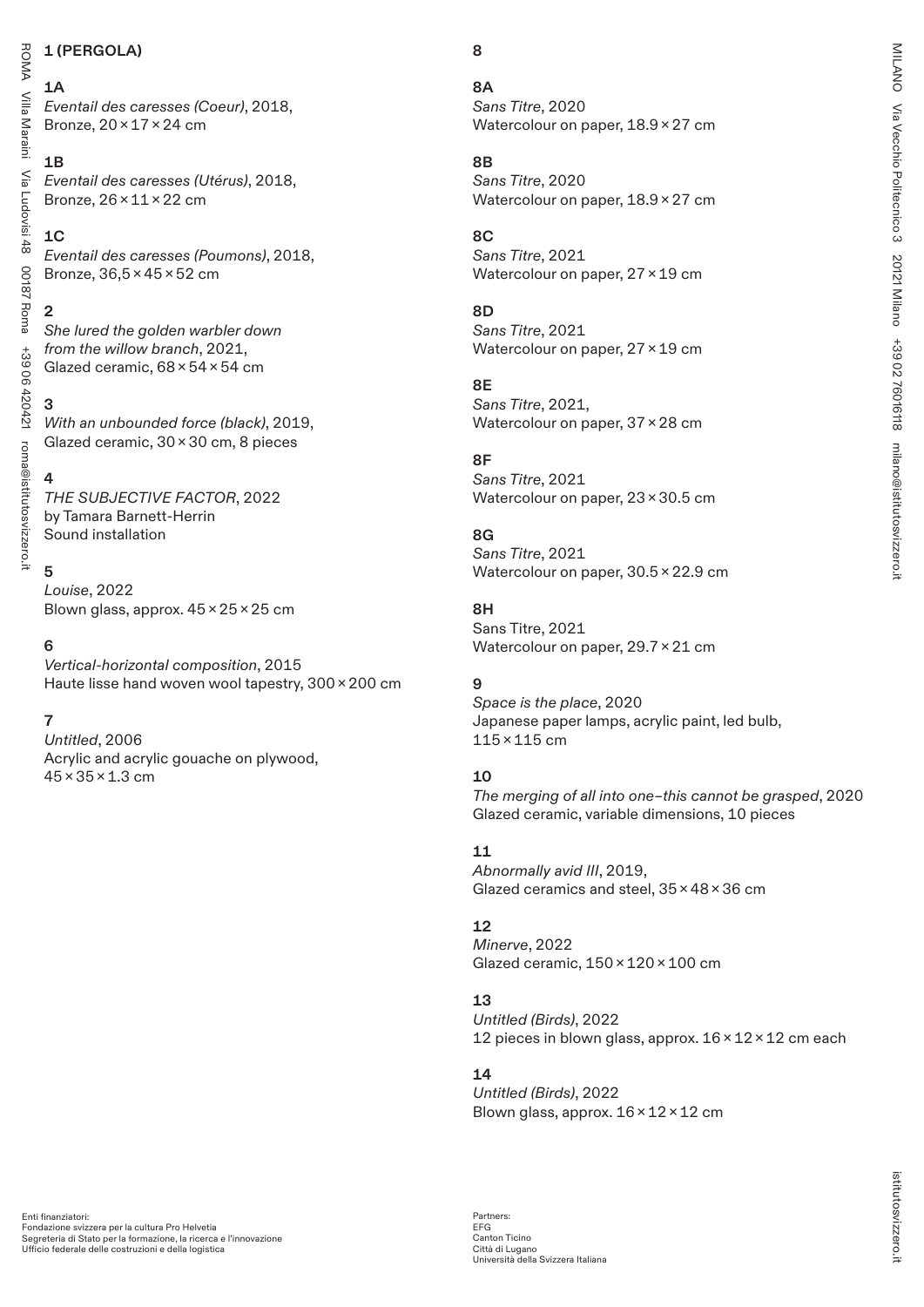**1 (PERGOLA)**

**1A**
*Eventail des caresses (Coeur)*, 2018,
Bronze, 20 × 17 × 24 cm

**1B**
*Eventail des caresses (Utérus)*, 2018,
Bronze, 26 × 11 × 22 cm

**1C**
*Eventail des caresses (Poumons)*, 2018,
Bronze, 36,5 × 45 × 52 cm

**2**
*She lured the golden warbler down from the willow branch*, 2021,
Glazed ceramic, 68 × 54 × 54 cm

**3**
*With an unbounded force (black)*, 2019,
Glazed ceramic, 30 × 30 cm, 8 pieces

**4**
*THE SUBJECTIVE FACTOR*, 2022
by Tamara Barnett-Herrin
Sound installation

**5**
*Louise*, 2022
Blown glass, approx. 45 × 25 × 25 cm

**6**
*Vertical-horizontal composition*, 2015
Haute lisse hand woven wool tapestry, 300 × 200 cm

**7**
*Untitled*, 2006
Acrylic and acrylic gouache on plywood,
45 × 35 × 1.3 cm

**8**

**8A**
*Sans Titre*, 2020
Watercolour on paper, 18.9 × 27 cm

**8B**
*Sans Titre*, 2020
Watercolour on paper, 18.9 × 27 cm

**8C**
*Sans Titre*, 2021
Watercolour on paper, 27 × 19 cm

**8D**
*Sans Titre*, 2021
Watercolour on paper, 27 × 19 cm

**8E**
*Sans Titre*, 2021,
Watercolour on paper, 37 × 28 cm

**8F**
*Sans Titre*, 2021
Watercolour on paper, 23 × 30.5 cm

**8G**
*Sans Titre*, 2021
Watercolour on paper, 30.5 × 22.9 cm

**8H**
Sans Titre, 2021
Watercolour on paper, 29.7 × 21 cm

**9**
*Space is the place*, 2020
Japanese paper lamps, acrylic paint, led bulb,
115 × 115 cm

**10**
*The merging of all into one–this cannot be grasped*, 2020
Glazed ceramic, variable dimensions, 10 pieces

**11**
*Abnormally avid III*, 2019,
Glazed ceramics and steel, 35 × 48 × 36 cm

**12**
*Minerve*, 2022
Glazed ceramic, 150 × 120 × 100 cm

**13**
*Untitled (Birds)*, 2022
12 pieces in blown glass, approx. 16 × 12 × 12 cm each

**14**
*Untitled (Birds)*, 2022
Blown glass, approx. 16 × 12 × 12 cm

Enti finanziatori:
Fondazione svizzera per la cultura Pro Helvetia
Segreteria di Stato per la formazione, la ricerca e l'innovazione
Ufficio federale delle costruzioni e della logistica

Partners:
EFG
Canton Ticino
Città di Lugano
Università della Svizzera Italiana

ROMA Villa Maraini Via Ludovisi 48 00187 Roma +39 06 420421 roma@istitutosvizzero.it

MILANO Via Vecchio Politecnico 3 20121 Milano +39 02 76016118 milano@istitutosvizzero.it

istitutosvizzero.it